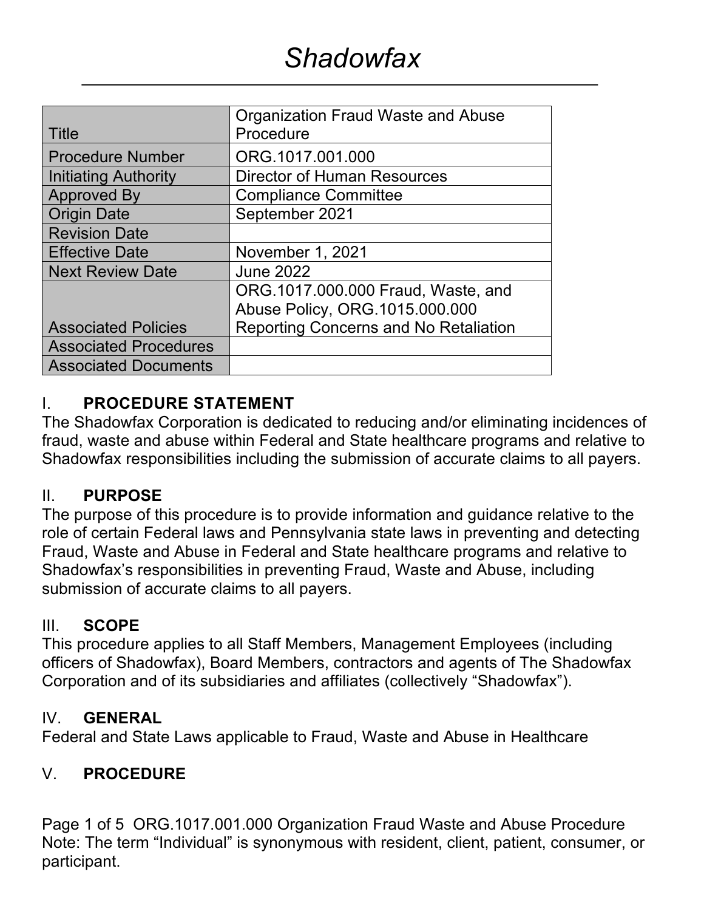# *Shadowfax*

| Title | Organization Fraud Waste and Abuse Procedure |
|---|---|
| Procedure Number | ORG.1017.001.000 |
| Initiating Authority | Director of Human Resources |
| Approved By | Compliance Committee |
| Origin Date | September 2021 |
| Revision Date | |
| Effective Date | November 1, 2021 |
| Next Review Date | June 2022 |
| Associated Policies | ORG.1017.000.000 Fraud, Waste, and Abuse Policy, ORG.1015.000.000 Reporting Concerns and No Retaliation |
| Associated Procedures | |
| Associated Documents | |

## I. PROCEDURE STATEMENT

The Shadowfax Corporation is dedicated to reducing and/or eliminating incidences of fraud, waste and abuse within Federal and State healthcare programs and relative to Shadowfax responsibilities including the submission of accurate claims to all payers.

## II. PURPOSE

The purpose of this procedure is to provide information and guidance relative to the role of certain Federal laws and Pennsylvania state laws in preventing and detecting Fraud, Waste and Abuse in Federal and State healthcare programs and relative to Shadowfax's responsibilities in preventing Fraud, Waste and Abuse, including submission of accurate claims to all payers.

## III. SCOPE

This procedure applies to all Staff Members, Management Employees (including officers of Shadowfax), Board Members, contractors and agents of The Shadowfax Corporation and of its subsidiaries and affiliates (collectively "Shadowfax").

## IV. GENERAL

Federal and State Laws applicable to Fraud, Waste and Abuse in Healthcare

## V. PROCEDURE

Note: The term "Individual" is synonymous with resident, client, patient, consumer, or participant.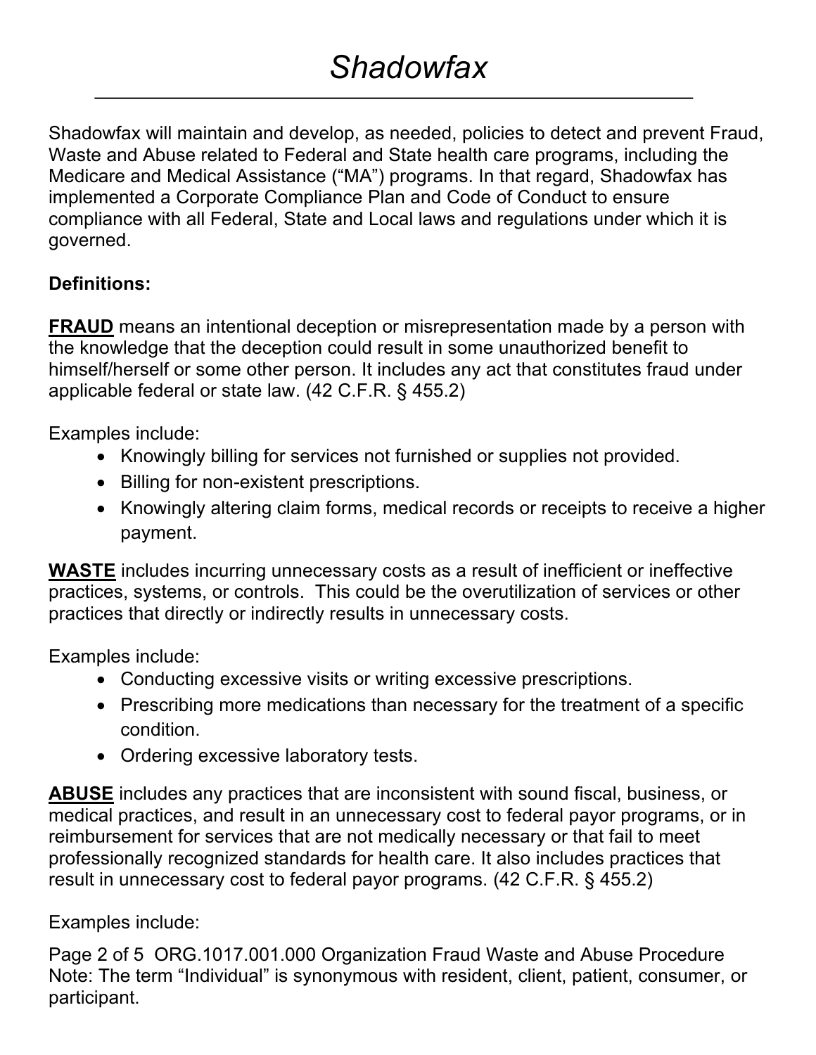Shadowfax will maintain and develop, as needed, policies to detect and prevent Fraud, Waste and Abuse related to Federal and State health care programs, including the Medicare and Medical Assistance (“MA”) programs. In that regard, Shadowfax has implemented a Corporate Compliance Plan and Code of Conduct to ensure compliance with all Federal, State and Local laws and regulations under which it is governed.

**Definitions:**

**FRAUD** means an intentional deception or misrepresentation made by a person with the knowledge that the deception could result in some unauthorized benefit to himself/herself or some other person. It includes any act that constitutes fraud under applicable federal or state law. (42 C.F.R. § 455.2)

Examples include:

- Knowingly billing for services not furnished or supplies not provided.
- Billing for non-existent prescriptions.
- Knowingly altering claim forms, medical records or receipts to receive a higher payment.

**WASTE** includes incurring unnecessary costs as a result of inefficient or ineffective practices, systems, or controls. This could be the overutilization of services or other practices that directly or indirectly results in unnecessary costs.

Examples include:

- Conducting excessive visits or writing excessive prescriptions.
- Prescribing more medications than necessary for the treatment of a specific condition.
- Ordering excessive laboratory tests.

**ABUSE** includes any practices that are inconsistent with sound fiscal, business, or medical practices, and result in an unnecessary cost to federal payor programs, or in reimbursement for services that are not medically necessary or that fail to meet professionally recognized standards for health care. It also includes practices that result in unnecessary cost to federal payor programs. (42 C.F.R. § 455.2)

Examples include: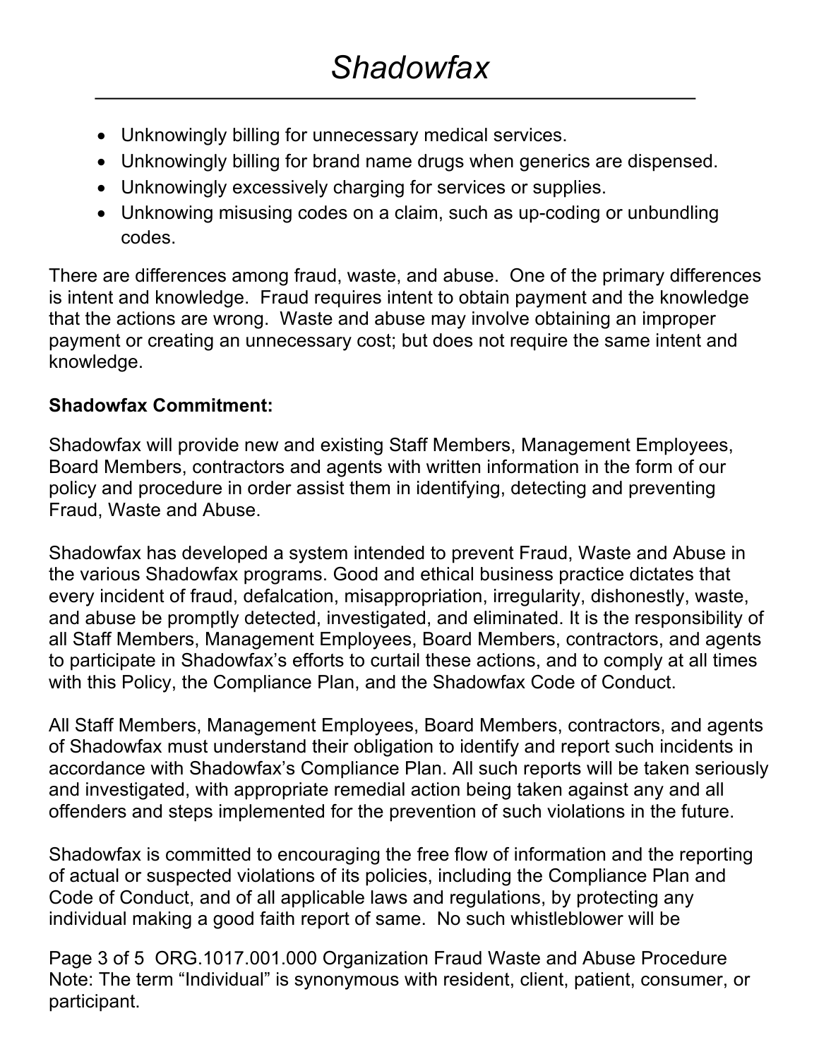- Unknowingly billing for unnecessary medical services.
- Unknowingly billing for brand name drugs when generics are dispensed.
- Unknowingly excessively charging for services or supplies.
- Unknowing misusing codes on a claim, such as up-coding or unbundling codes.

There are differences among fraud, waste, and abuse. One of the primary differences is intent and knowledge. Fraud requires intent to obtain payment and the knowledge that the actions are wrong. Waste and abuse may involve obtaining an improper payment or creating an unnecessary cost; but does not require the same intent and knowledge.

**Shadowfax Commitment:**

Shadowfax will provide new and existing Staff Members, Management Employees, Board Members, contractors and agents with written information in the form of our policy and procedure in order assist them in identifying, detecting and preventing Fraud, Waste and Abuse.

Shadowfax has developed a system intended to prevent Fraud, Waste and Abuse in the various Shadowfax programs. Good and ethical business practice dictates that every incident of fraud, defalcation, misappropriation, irregularity, dishonestly, waste, and abuse be promptly detected, investigated, and eliminated. It is the responsibility of all Staff Members, Management Employees, Board Members, contractors, and agents to participate in Shadowfax's efforts to curtail these actions, and to comply at all times with this Policy, the Compliance Plan, and the Shadowfax Code of Conduct.

All Staff Members, Management Employees, Board Members, contractors, and agents of Shadowfax must understand their obligation to identify and report such incidents in accordance with Shadowfax's Compliance Plan. All such reports will be taken seriously and investigated, with appropriate remedial action being taken against any and all offenders and steps implemented for the prevention of such violations in the future.

Shadowfax is committed to encouraging the free flow of information and the reporting of actual or suspected violations of its policies, including the Compliance Plan and Code of Conduct, and of all applicable laws and regulations, by protecting any individual making a good faith report of same. No such whistleblower will be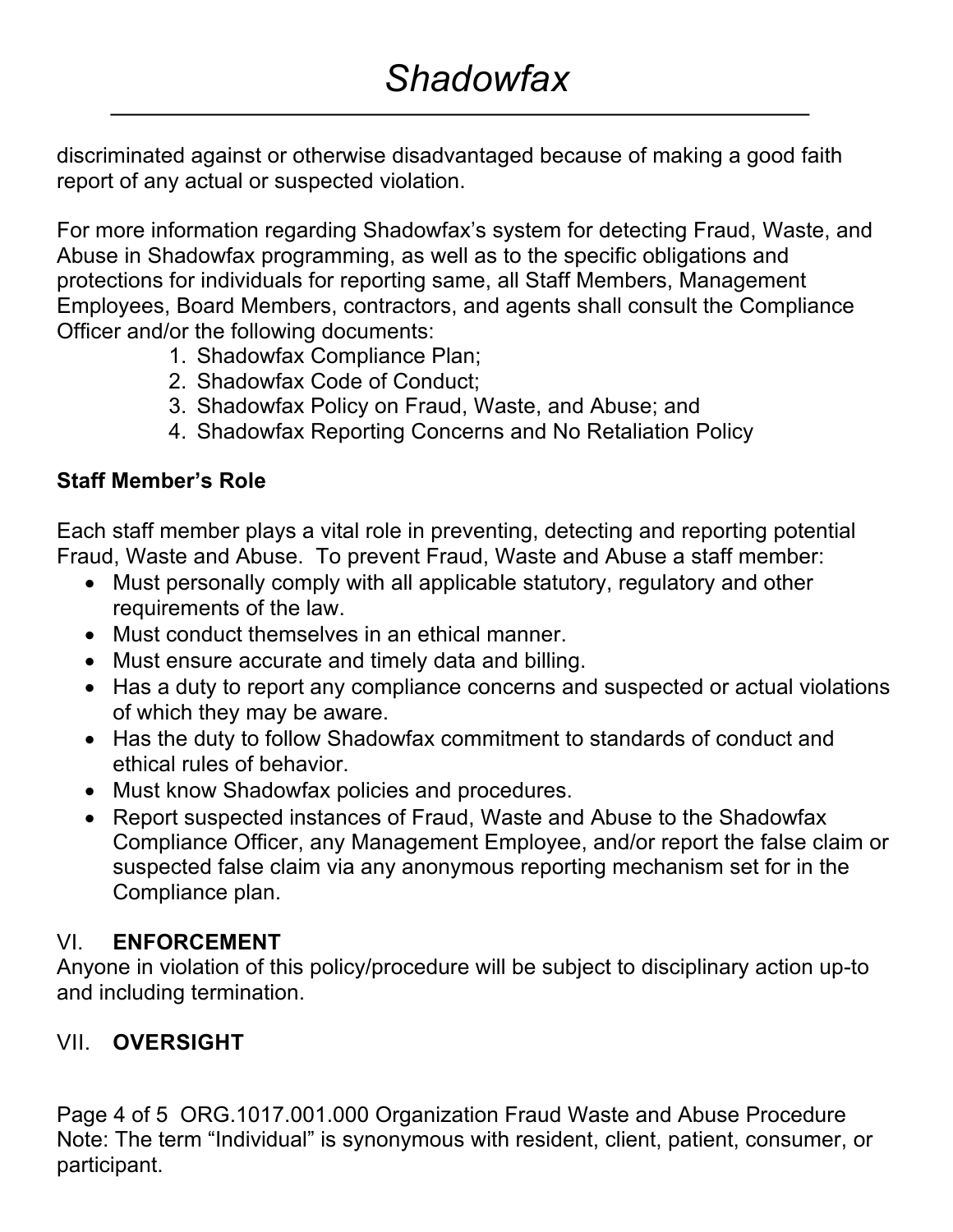discriminated against or otherwise disadvantaged because of making a good faith report of any actual or suspected violation.

For more information regarding Shadowfax's system for detecting Fraud, Waste, and Abuse in Shadowfax programming, as well as to the specific obligations and protections for individuals for reporting same, all Staff Members, Management Employees, Board Members, contractors, and agents shall consult the Compliance Officer and/or the following documents:

1. Shadowfax Compliance Plan;
2. Shadowfax Code of Conduct;
3. Shadowfax Policy on Fraud, Waste, and Abuse; and
4. Shadowfax Reporting Concerns and No Retaliation Policy

**Staff Member's Role**

Each staff member plays a vital role in preventing, detecting and reporting potential Fraud, Waste and Abuse. To prevent Fraud, Waste and Abuse a staff member:

- Must personally comply with all applicable statutory, regulatory and other requirements of the law.
- Must conduct themselves in an ethical manner.
- Must ensure accurate and timely data and billing.
- Has a duty to report any compliance concerns and suspected or actual violations of which they may be aware.
- Has the duty to follow Shadowfax commitment to standards of conduct and ethical rules of behavior.
- Must know Shadowfax policies and procedures.
- Report suspected instances of Fraud, Waste and Abuse to the Shadowfax Compliance Officer, any Management Employee, and/or report the false claim or suspected false claim via any anonymous reporting mechanism set for in the Compliance plan.

## VI. **ENFORCEMENT**

Anyone in violation of this policy/procedure will be subject to disciplinary action up-to and including termination.

## VII. **OVERSIGHT**

Note: The term "Individual" is synonymous with resident, client, patient, consumer, or participant.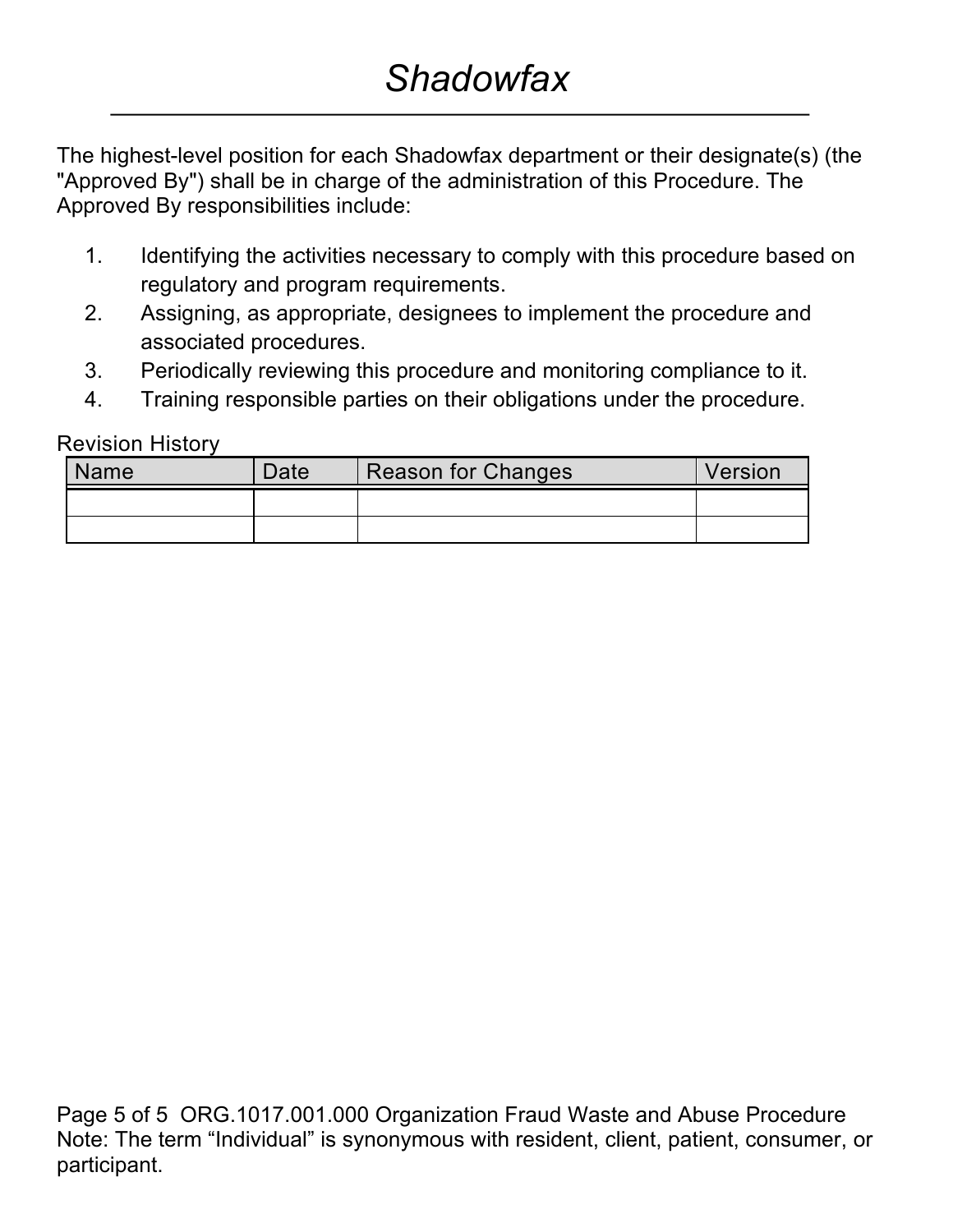The highest-level position for each Shadowfax department or their designate(s) (the "Approved By") shall be in charge of the administration of this Procedure. The Approved By responsibilities include:

1. Identifying the activities necessary to comply with this procedure based on regulatory and program requirements.
2. Assigning, as appropriate, designees to implement the procedure and associated procedures.
3. Periodically reviewing this procedure and monitoring compliance to it.
4. Training responsible parties on their obligations under the procedure.

Revision History

| Name | Date | Reason for Changes | Version |
|---|---|---|---|
| | | | |
| | | | |